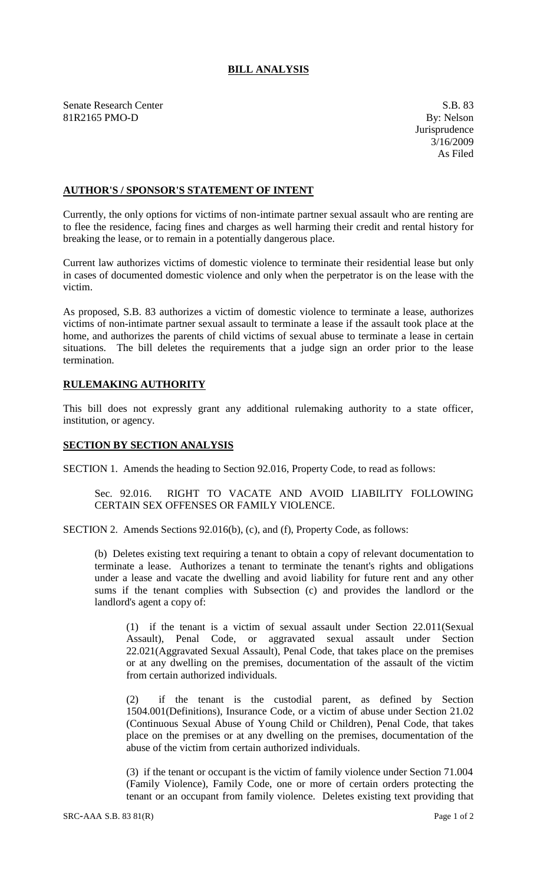# BILL ANALYSIS

Senate Research Center
81R2165 PMO-D

S.B. 83
By: Nelson
Jurisprudence
3/16/2009
As Filed

## AUTHOR'S / SPONSOR'S STATEMENT OF INTENT

Currently, the only options for victims of non-intimate partner sexual assault who are renting are to flee the residence, facing fines and charges as well harming their credit and rental history for breaking the lease, or to remain in a potentially dangerous place.

Current law authorizes victims of domestic violence to terminate their residential lease but only in cases of documented domestic violence and only when the perpetrator is on the lease with the victim.

As proposed, S.B. 83 authorizes a victim of domestic violence to terminate a lease, authorizes victims of non-intimate partner sexual assault to terminate a lease if the assault took place at the home, and authorizes the parents of child victims of sexual abuse to terminate a lease in certain situations. The bill deletes the requirements that a judge sign an order prior to the lease termination.

## RULEMAKING AUTHORITY

This bill does not expressly grant any additional rulemaking authority to a state officer, institution, or agency.

## SECTION BY SECTION ANALYSIS

SECTION 1. Amends the heading to Section 92.016, Property Code, to read as follows:

Sec. 92.016. RIGHT TO VACATE AND AVOID LIABILITY FOLLOWING CERTAIN SEX OFFENSES OR FAMILY VIOLENCE.

SECTION 2. Amends Sections 92.016(b), (c), and (f), Property Code, as follows:

(b) Deletes existing text requiring a tenant to obtain a copy of relevant documentation to terminate a lease. Authorizes a tenant to terminate the tenant's rights and obligations under a lease and vacate the dwelling and avoid liability for future rent and any other sums if the tenant complies with Subsection (c) and provides the landlord or the landlord's agent a copy of:

(1) if the tenant is a victim of sexual assault under Section 22.011(Sexual Assault), Penal Code, or aggravated sexual assault under Section 22.021(Aggravated Sexual Assault), Penal Code, that takes place on the premises or at any dwelling on the premises, documentation of the assault of the victim from certain authorized individuals.

(2) if the tenant is the custodial parent, as defined by Section 1504.001(Definitions), Insurance Code, or a victim of abuse under Section 21.02 (Continuous Sexual Abuse of Young Child or Children), Penal Code, that takes place on the premises or at any dwelling on the premises, documentation of the abuse of the victim from certain authorized individuals.

(3) if the tenant or occupant is the victim of family violence under Section 71.004 (Family Violence), Family Code, one or more of certain orders protecting the tenant or an occupant from family violence. Deletes existing text providing that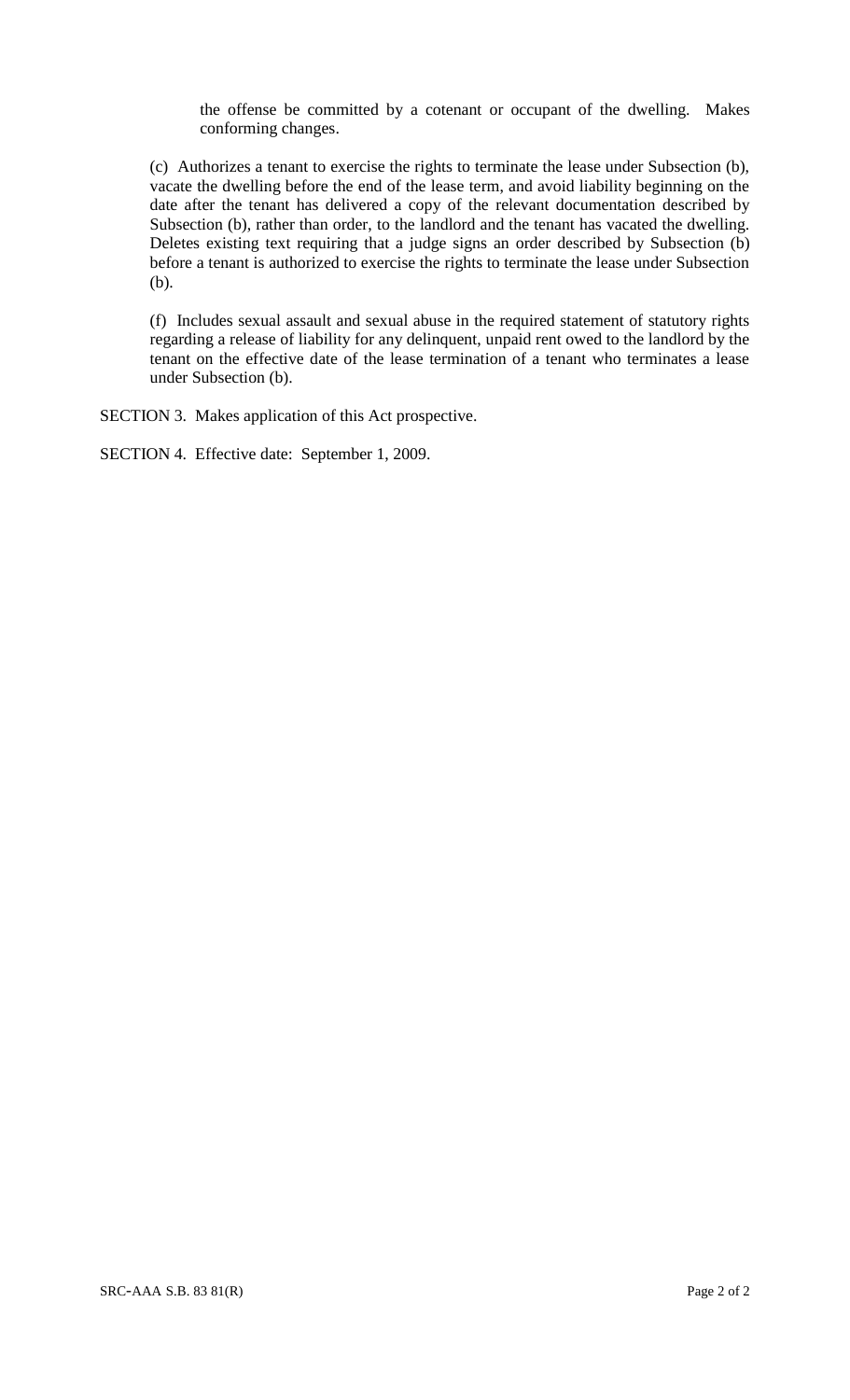the offense be committed by a cotenant or occupant of the dwelling. Makes conforming changes.

(c) Authorizes a tenant to exercise the rights to terminate the lease under Subsection (b), vacate the dwelling before the end of the lease term, and avoid liability beginning on the date after the tenant has delivered a copy of the relevant documentation described by Subsection (b), rather than order, to the landlord and the tenant has vacated the dwelling. Deletes existing text requiring that a judge signs an order described by Subsection (b) before a tenant is authorized to exercise the rights to terminate the lease under Subsection (b).

(f) Includes sexual assault and sexual abuse in the required statement of statutory rights regarding a release of liability for any delinquent, unpaid rent owed to the landlord by the tenant on the effective date of the lease termination of a tenant who terminates a lease under Subsection (b).

SECTION 3. Makes application of this Act prospective.

SECTION 4. Effective date: September 1, 2009.